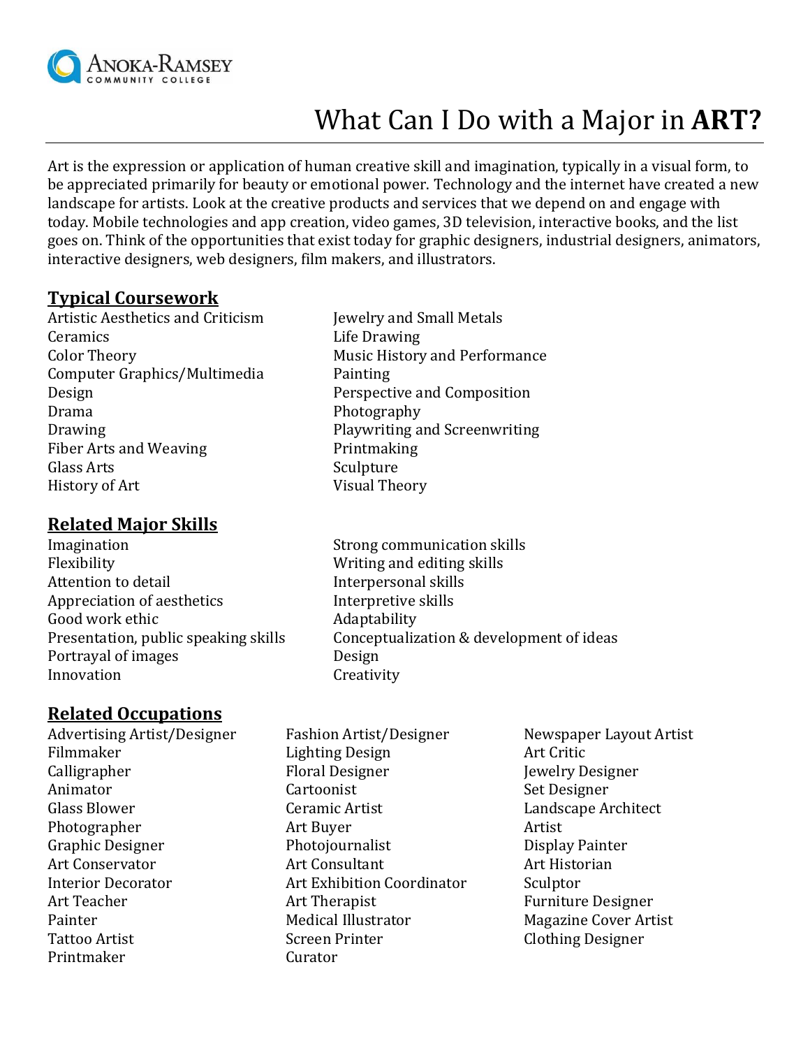Anoka-Ramsey Community College

# What Can I Do with a Major in **ART?**

Art is the expression or application of human creative skill and imagination, typically in a visual form, to be appreciated primarily for beauty or emotional power. Technology and the internet have created a new landscape for artists. Look at the creative products and services that we depend on and engage with today. Mobile technologies and app creation, video games, 3D television, interactive books, and the list goes on. Think of the opportunities that exist today for graphic designers, industrial designers, animators, interactive designers, web designers, film makers, and illustrators.

## Typical Coursework

- Artistic Aesthetics and Criticism
- Ceramics
- Color Theory
- Computer Graphics/Multimedia
- Design
- Drama
- Drawing
- Fiber Arts and Weaving
- Glass Arts
- History of Art
- Jewelry and Small Metals
- Life Drawing
- Music History and Performance
- Painting
- Perspective and Composition
- Photography
- Playwriting and Screenwriting
- Printmaking
- Sculpture
- Visual Theory

## Related Major Skills

- Imagination
- Flexibility
- Attention to detail
- Appreciation of aesthetics
- Good work ethic
- Presentation, public speaking skills
- Portrayal of images
- Innovation
- Strong communication skills
- Writing and editing skills
- Interpersonal skills
- Interpretive skills
- Adaptability
- Conceptualization & development of ideas
- Design
- Creativity

## Related Occupations

- Advertising Artist/Designer
- Filmmaker
- Calligrapher
- Animator
- Glass Blower
- Photographer
- Graphic Designer
- Art Conservator
- Interior Decorator
- Art Teacher
- Painter
- Tattoo Artist
- Printmaker
- Fashion Artist/Designer
- Lighting Design
- Floral Designer
- Cartoonist
- Ceramic Artist
- Art Buyer
- Photojournalist
- Art Consultant
- Art Exhibition Coordinator
- Art Therapist
- Medical Illustrator
- Screen Printer
- Curator
- Newspaper Layout Artist
- Art Critic
- Jewelry Designer
- Set Designer
- Landscape Architect
- Artist
- Display Painter
- Art Historian
- Sculptor
- Furniture Designer
- Magazine Cover Artist
- Clothing Designer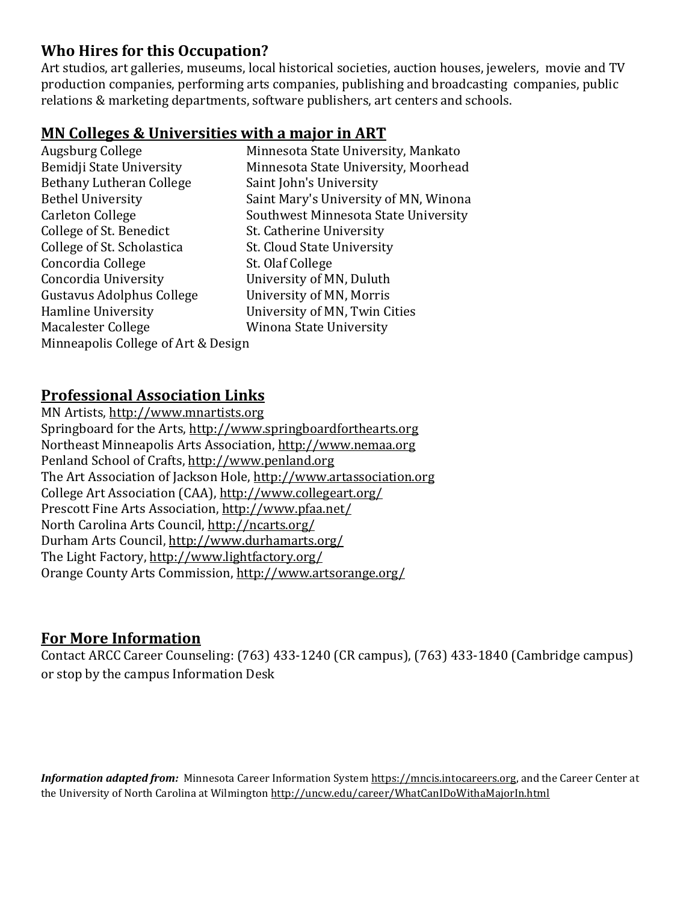## Who Hires for this Occupation?

Art studios, art galleries, museums, local historical societies, auction houses, jewelers, movie and TV production companies, performing arts companies, publishing and broadcasting companies, public relations & marketing departments, software publishers, art centers and schools.

## MN Colleges & Universities with a major in ART

- Augsburg College
- Bemidji State University
- Bethany Lutheran College
- Bethel University
- Carleton College
- College of St. Benedict
- College of St. Scholastica
- Concordia College
- Concordia University
- Gustavus Adolphus College
- Hamline University
- Macalester College
- Minneapolis College of Art & Design
- Minnesota State University, Mankato
- Minnesota State University, Moorhead
- Saint John's University
- Saint Mary's University of MN, Winona
- Southwest Minnesota State University
- St. Catherine University
- St. Cloud State University
- St. Olaf College
- University of MN, Duluth
- University of MN, Morris
- University of MN, Twin Cities
- Winona State University

## Professional Association Links

MN Artists, http://www.mnartists.org
Springboard for the Arts, http://www.springboardforthearts.org
Northeast Minneapolis Arts Association, http://www.nemaa.org
Penland School of Crafts, http://www.penland.org
The Art Association of Jackson Hole, http://www.artassociation.org
College Art Association (CAA), http://www.collegeart.org/
Prescott Fine Arts Association, http://www.pfaa.net/
North Carolina Arts Council, http://ncarts.org/
Durham Arts Council, http://www.durhamarts.org/
The Light Factory, http://www.lightfactory.org/
Orange County Arts Commission, http://www.artsorange.org/

## For More Information

Contact ARCC Career Counseling: (763) 433-1240 (CR campus), (763) 433-1840 (Cambridge campus) or stop by the campus Information Desk

***Information adapted from:*** Minnesota Career Information System https://mncis.intocareers.org, and the Career Center at the University of North Carolina at Wilmington http://uncw.edu/career/WhatCanIDoWithaMajorIn.html